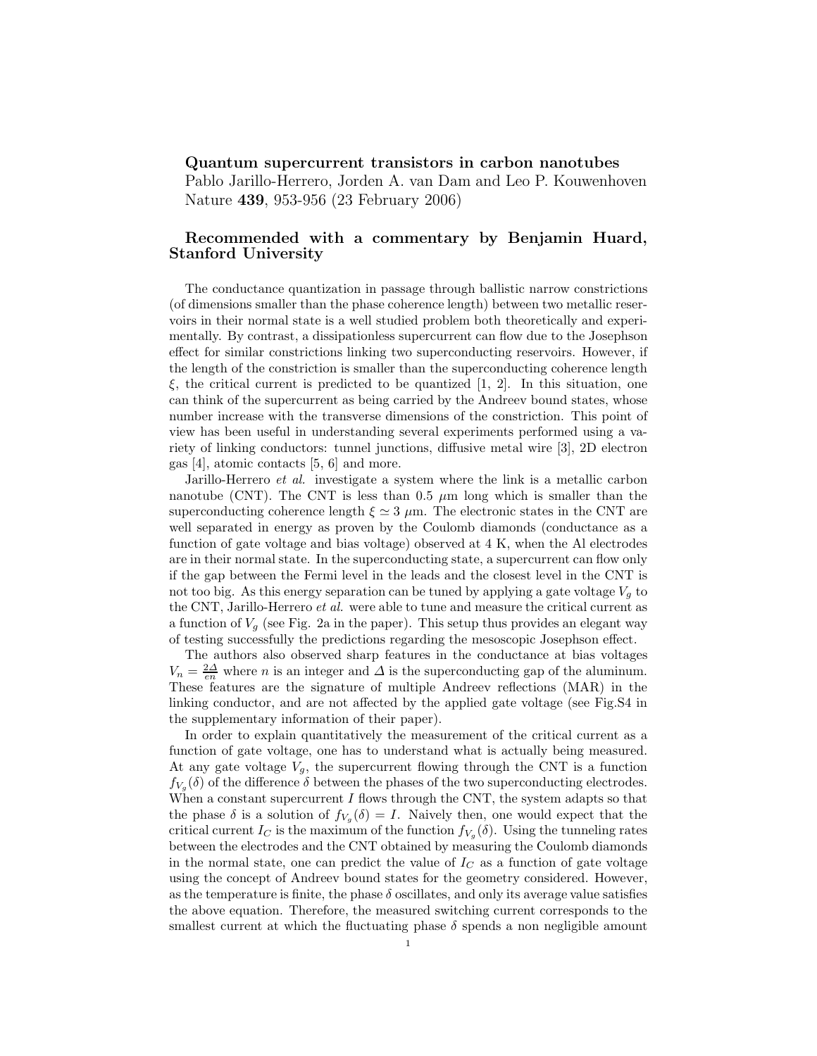**Quantum supercurrent transistors in carbon nanotubes**
Pablo Jarillo-Herrero, Jorden A. van Dam and Leo P. Kouwenhoven
Nature **439**, 953-956 (23 February 2006)

## Recommended with a commentary by Benjamin Huard, Stanford University

The conductance quantization in passage through ballistic narrow constrictions (of dimensions smaller than the phase coherence length) between two metallic reservoirs in their normal state is a well studied problem both theoretically and experimentally. By contrast, a dissipationless supercurrent can flow due to the Josephson effect for similar constrictions linking two superconducting reservoirs. However, if the length of the constriction is smaller than the superconducting coherence length $\xi$, the critical current is predicted to be quantized [1, 2]. In this situation, one can think of the supercurrent as being carried by the Andreev bound states, whose number increase with the transverse dimensions of the constriction. This point of view has been useful in understanding several experiments performed using a variety of linking conductors: tunnel junctions, diffusive metal wire [3], 2D electron gas [4], atomic contacts [5, 6] and more.

Jarillo-Herrero *et al.* investigate a system where the link is a metallic carbon nanotube (CNT). The CNT is less than 0.5 $\mu$m long which is smaller than the superconducting coherence length $\xi \simeq 3$ $\mu$m. The electronic states in the CNT are well separated in energy as proven by the Coulomb diamonds (conductance as a function of gate voltage and bias voltage) observed at 4 K, when the Al electrodes are in their normal state. In the superconducting state, a supercurrent can flow only if the gap between the Fermi level in the leads and the closest level in the CNT is not too big. As this energy separation can be tuned by applying a gate voltage $V_g$ to the CNT, Jarillo-Herrero *et al.* were able to tune and measure the critical current as a function of $V_g$ (see Fig. 2a in the paper). This setup thus provides an elegant way of testing successfully the predictions regarding the mesoscopic Josephson effect.

The authors also observed sharp features in the conductance at bias voltages $V_n = \frac{2\Delta}{en}$ where $n$ is an integer and $\Delta$ is the superconducting gap of the aluminum. These features are the signature of multiple Andreev reflections (MAR) in the linking conductor, and are not affected by the applied gate voltage (see Fig.S4 in the supplementary information of their paper).

In order to explain quantitatively the measurement of the critical current as a function of gate voltage, one has to understand what is actually being measured. At any gate voltage $V_g$, the supercurrent flowing through the CNT is a function $f_{V_g}(\delta)$ of the difference $\delta$ between the phases of the two superconducting electrodes. When a constant supercurrent $I$ flows through the CNT, the system adapts so that the phase $\delta$ is a solution of $f_{V_g}(\delta) = I$. Naively then, one would expect that the critical current $I_C$ is the maximum of the function $f_{V_g}(\delta)$. Using the tunneling rates between the electrodes and the CNT obtained by measuring the Coulomb diamonds in the normal state, one can predict the value of $I_C$ as a function of gate voltage using the concept of Andreev bound states for the geometry considered. However, as the temperature is finite, the phase $\delta$ oscillates, and only its average value satisfies the above equation. Therefore, the measured switching current corresponds to the smallest current at which the fluctuating phase $\delta$ spends a non negligible amount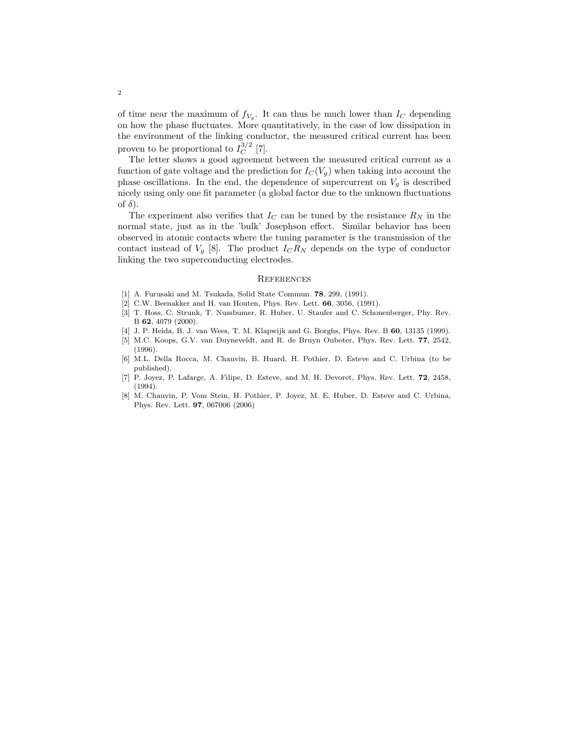of time near the maximum of $f_{V_g}$. It can thus be much lower than $I_C$ depending on how the phase fluctuates. More quantitatively, in the case of low dissipation in the environment of the linking conductor, the measured critical current has been proven to be proportional to $I_C^{3/2}$ [7].

The letter shows a good agreement between the measured critical current as a function of gate voltage and the prediction for $I_C(V_g)$ when taking into account the phase oscillations. In the end, the dependence of supercurrent on $V_g$ is described nicely using only one fit parameter (a global factor due to the unknown fluctuations of $\delta$).

The experiment also verifies that $I_C$ can be tuned by the resistance $R_N$ in the normal state, just as in the 'bulk' Josephson effect. Similar behavior has been observed in atomic contacts where the tuning parameter is the transmission of the contact instead of $V_g$ [8]. The product $I_C R_N$ depends on the type of conductor linking the two superconducting electrodes.

## References

[1] A. Furusaki and M. Tsukada, Solid State Commun. **78**, 299, (1991).

[2] C.W. Beenakker and H. van Houten, Phys. Rev. Lett. **66**, 3056, (1991).

[3] T. Hoss, C. Strunk, T. Nussbumer, R. Huber, U. Staufer and C. Schonenberger, Phy. Rev. B **62**, 4079 (2000).

[4] J. P. Heida, B. J. van Wees, T. M. Klapwijk and G. Borghs, Phys. Rev. B **60**, 13135 (1999).

[5] M.C. Koops, G.V. van Duyneveldt, and R. de Bruyn Ouboter, Phys. Rev. Lett. **77**, 2542, (1996).

[6] M.L. Della Rocca, M. Chauvin, B. Huard, H. Pothier, D. Esteve and C. Urbina (to be published).

[7] P. Joyez, P. Lafarge, A. Filipe, D. Esteve, and M. H. Devoret, Phys. Rev. Lett. **72**, 2458, (1994).

[8] M. Chauvin, P. Vom Stein, H. Pothier, P. Joyez, M. E. Huber, D. Esteve and C. Urbina, Phys. Rev. Lett. **97**, 067006 (2006)